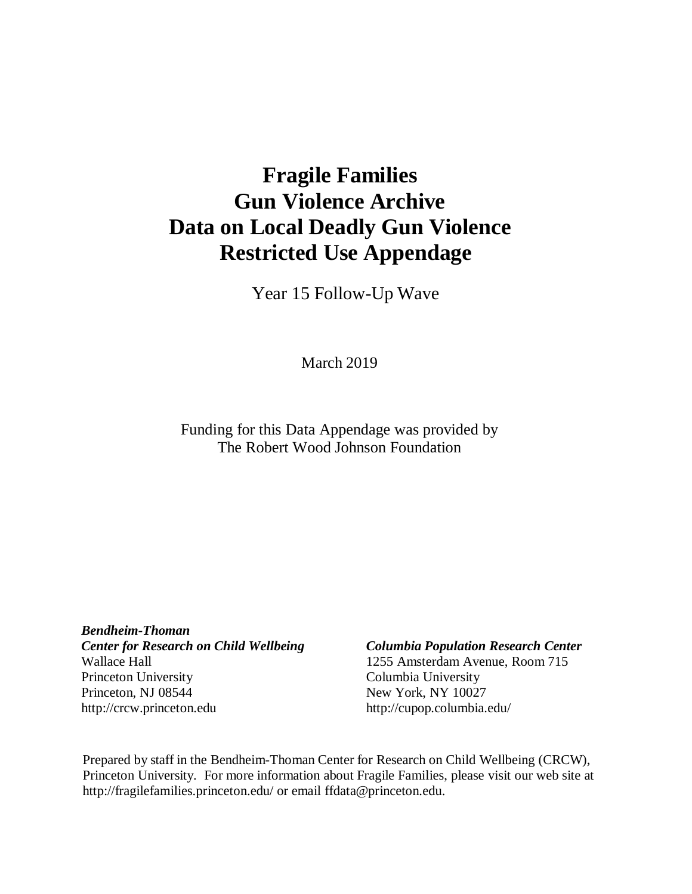# Fragile Families
# Gun Violence Archive
# Data on Local Deadly Gun Violence
# Restricted Use Appendage

Year 15 Follow-Up Wave

March 2019

Funding for this Data Appendage was provided by
The Robert Wood Johnson Foundation

***Bendheim-Thoman***
***Center for Research on Child Wellbeing***
Wallace Hall
Princeton University
Princeton, NJ 08544
http://crcw.princeton.edu

***Columbia Population Research Center***
1255 Amsterdam Avenue, Room 715
Columbia University
New York, NY 10027
http://cupop.columbia.edu/

Prepared by staff in the Bendheim-Thoman Center for Research on Child Wellbeing (CRCW), Princeton University. For more information about Fragile Families, please visit our web site at http://fragilefamilies.princeton.edu/ or email ffdata@princeton.edu.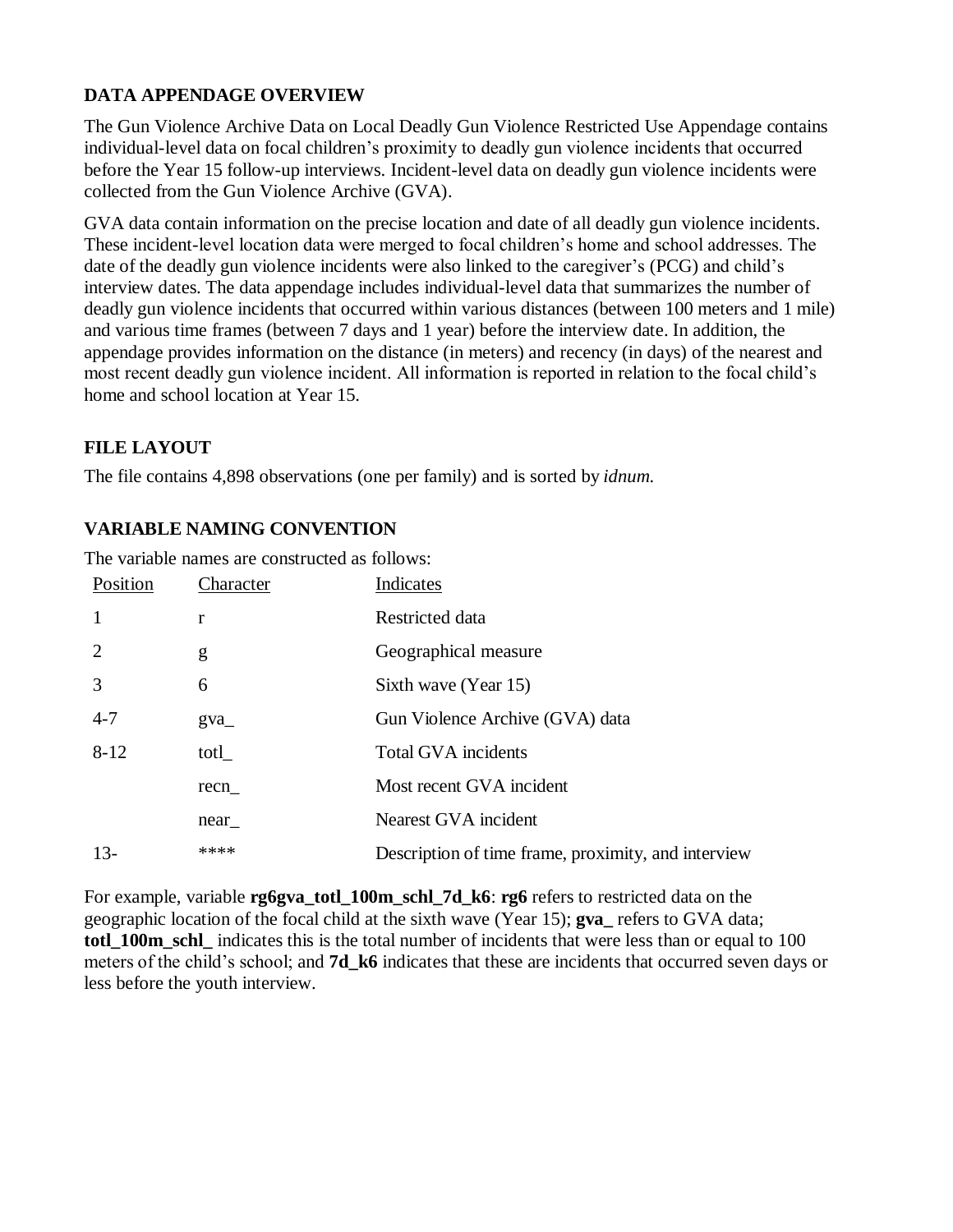## DATA APPENDAGE OVERVIEW

The Gun Violence Archive Data on Local Deadly Gun Violence Restricted Use Appendage contains individual-level data on focal children's proximity to deadly gun violence incidents that occurred before the Year 15 follow-up interviews. Incident-level data on deadly gun violence incidents were collected from the Gun Violence Archive (GVA).

GVA data contain information on the precise location and date of all deadly gun violence incidents. These incident-level location data were merged to focal children's home and school addresses. The date of the deadly gun violence incidents were also linked to the caregiver's (PCG) and child's interview dates. The data appendage includes individual-level data that summarizes the number of deadly gun violence incidents that occurred within various distances (between 100 meters and 1 mile) and various time frames (between 7 days and 1 year) before the interview date. In addition, the appendage provides information on the distance (in meters) and recency (in days) of the nearest and most recent deadly gun violence incident. All information is reported in relation to the focal child's home and school location at Year 15.

## FILE LAYOUT

The file contains 4,898 observations (one per family) and is sorted by *idnum.*

## VARIABLE NAMING CONVENTION

The variable names are constructed as follows:

| Position | Character | Indicates |
|---|---|---|
| 1 | r | Restricted data |
| 2 | g | Geographical measure |
| 3 | 6 | Sixth wave (Year 15) |
| 4-7 | gva_ | Gun Violence Archive (GVA) data |
| 8-12 | totl_ | Total GVA incidents |
| | recn_ | Most recent GVA incident |
| | near_ | Nearest GVA incident |
| 13- | **** | Description of time frame, proximity, and interview |

For example, variable **rg6gva_totl_100m_schl_7d_k6**: **rg6** refers to restricted data on the geographic location of the focal child at the sixth wave (Year 15); **gva_** refers to GVA data; **totl_100m_schl_** indicates this is the total number of incidents that were less than or equal to 100 meters of the child's school; and **7d_k6** indicates that these are incidents that occurred seven days or less before the youth interview.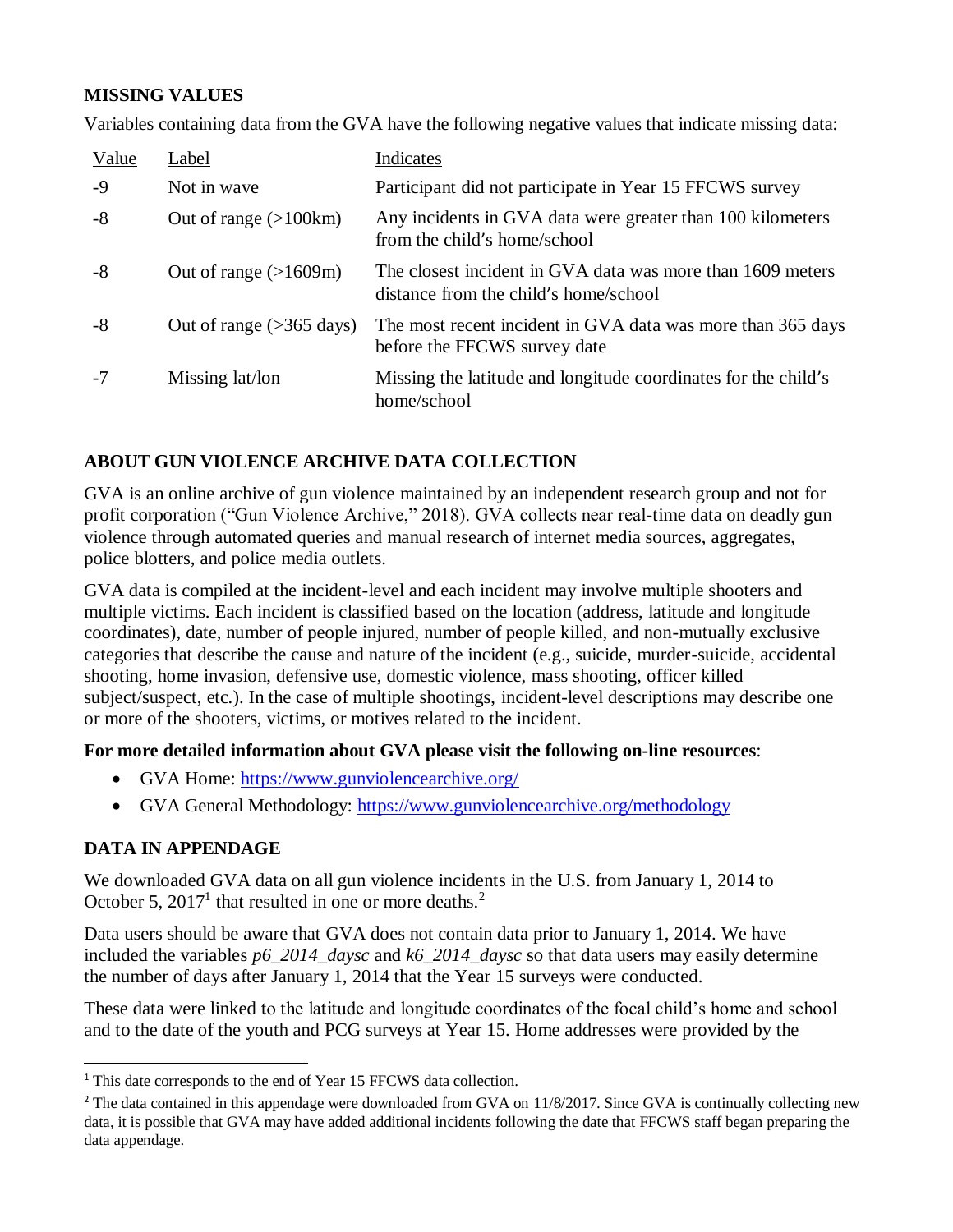### MISSING VALUES

Variables containing data from the GVA have the following negative values that indicate missing data:

| Value | Label | Indicates |
|---|---|---|
| -9 | Not in wave | Participant did not participate in Year 15 FFCWS survey |
| -8 | Out of range (>100km) | Any incidents in GVA data were greater than 100 kilometers from the child's home/school |
| -8 | Out of range (>1609m) | The closest incident in GVA data was more than 1609 meters distance from the child's home/school |
| -8 | Out of range (>365 days) | The most recent incident in GVA data was more than 365 days before the FFCWS survey date |
| -7 | Missing lat/lon | Missing the latitude and longitude coordinates for the child's home/school |

### ABOUT GUN VIOLENCE ARCHIVE DATA COLLECTION

GVA is an online archive of gun violence maintained by an independent research group and not for profit corporation ("Gun Violence Archive," 2018). GVA collects near real-time data on deadly gun violence through automated queries and manual research of internet media sources, aggregates, police blotters, and police media outlets.

GVA data is compiled at the incident-level and each incident may involve multiple shooters and multiple victims. Each incident is classified based on the location (address, latitude and longitude coordinates), date, number of people injured, number of people killed, and non-mutually exclusive categories that describe the cause and nature of the incident (e.g., suicide, murder-suicide, accidental shooting, home invasion, defensive use, domestic violence, mass shooting, officer killed subject/suspect, etc.). In the case of multiple shootings, incident-level descriptions may describe one or more of the shooters, victims, or motives related to the incident.

**For more detailed information about GVA please visit the following on-line resources**:

- GVA Home: https://www.gunviolencearchive.org/
- GVA General Methodology: https://www.gunviolencearchive.org/methodology

### DATA IN APPENDAGE

We downloaded GVA data on all gun violence incidents in the U.S. from January 1, 2014 to October 5, 2017[1] that resulted in one or more deaths.[2]

Data users should be aware that GVA does not contain data prior to January 1, 2014. We have included the variables *p6_2014_daysc* and *k6_2014_daysc* so that data users may easily determine the number of days after January 1, 2014 that the Year 15 surveys were conducted.

These data were linked to the latitude and longitude coordinates of the focal child's home and school and to the date of the youth and PCG surveys at Year 15. Home addresses were provided by the

[1] This date corresponds to the end of Year 15 FFCWS data collection.

[2] The data contained in this appendage were downloaded from GVA on 11/8/2017. Since GVA is continually collecting new data, it is possible that GVA may have added additional incidents following the date that FFCWS staff began preparing the data appendage.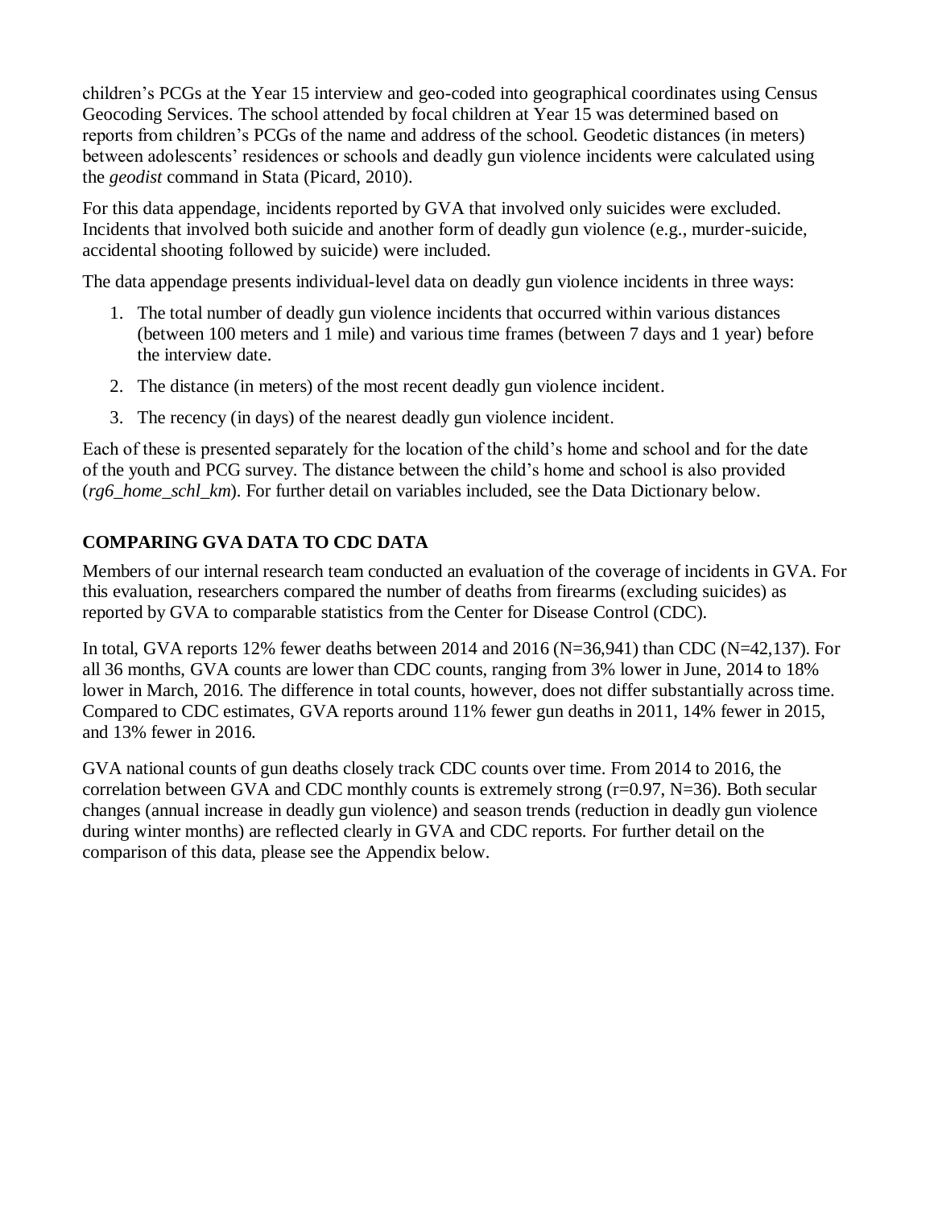children's PCGs at the Year 15 interview and geo-coded into geographical coordinates using Census Geocoding Services. The school attended by focal children at Year 15 was determined based on reports from children's PCGs of the name and address of the school. Geodetic distances (in meters) between adolescents' residences or schools and deadly gun violence incidents were calculated using the *geodist* command in Stata (Picard, 2010).

For this data appendage, incidents reported by GVA that involved only suicides were excluded. Incidents that involved both suicide and another form of deadly gun violence (e.g., murder-suicide, accidental shooting followed by suicide) were included.

The data appendage presents individual-level data on deadly gun violence incidents in three ways:

1. The total number of deadly gun violence incidents that occurred within various distances (between 100 meters and 1 mile) and various time frames (between 7 days and 1 year) before the interview date.
2. The distance (in meters) of the most recent deadly gun violence incident.
3. The recency (in days) of the nearest deadly gun violence incident.

Each of these is presented separately for the location of the child's home and school and for the date of the youth and PCG survey. The distance between the child's home and school is also provided (*rg6_home_schl_km*). For further detail on variables included, see the Data Dictionary below.

## COMPARING GVA DATA TO CDC DATA

Members of our internal research team conducted an evaluation of the coverage of incidents in GVA. For this evaluation, researchers compared the number of deaths from firearms (excluding suicides) as reported by GVA to comparable statistics from the Center for Disease Control (CDC).

In total, GVA reports 12% fewer deaths between 2014 and 2016 (N=36,941) than CDC (N=42,137). For all 36 months, GVA counts are lower than CDC counts, ranging from 3% lower in June, 2014 to 18% lower in March, 2016. The difference in total counts, however, does not differ substantially across time. Compared to CDC estimates, GVA reports around 11% fewer gun deaths in 2011, 14% fewer in 2015, and 13% fewer in 2016.

GVA national counts of gun deaths closely track CDC counts over time. From 2014 to 2016, the correlation between GVA and CDC monthly counts is extremely strong (r=0.97, N=36). Both secular changes (annual increase in deadly gun violence) and season trends (reduction in deadly gun violence during winter months) are reflected clearly in GVA and CDC reports. For further detail on the comparison of this data, please see the Appendix below.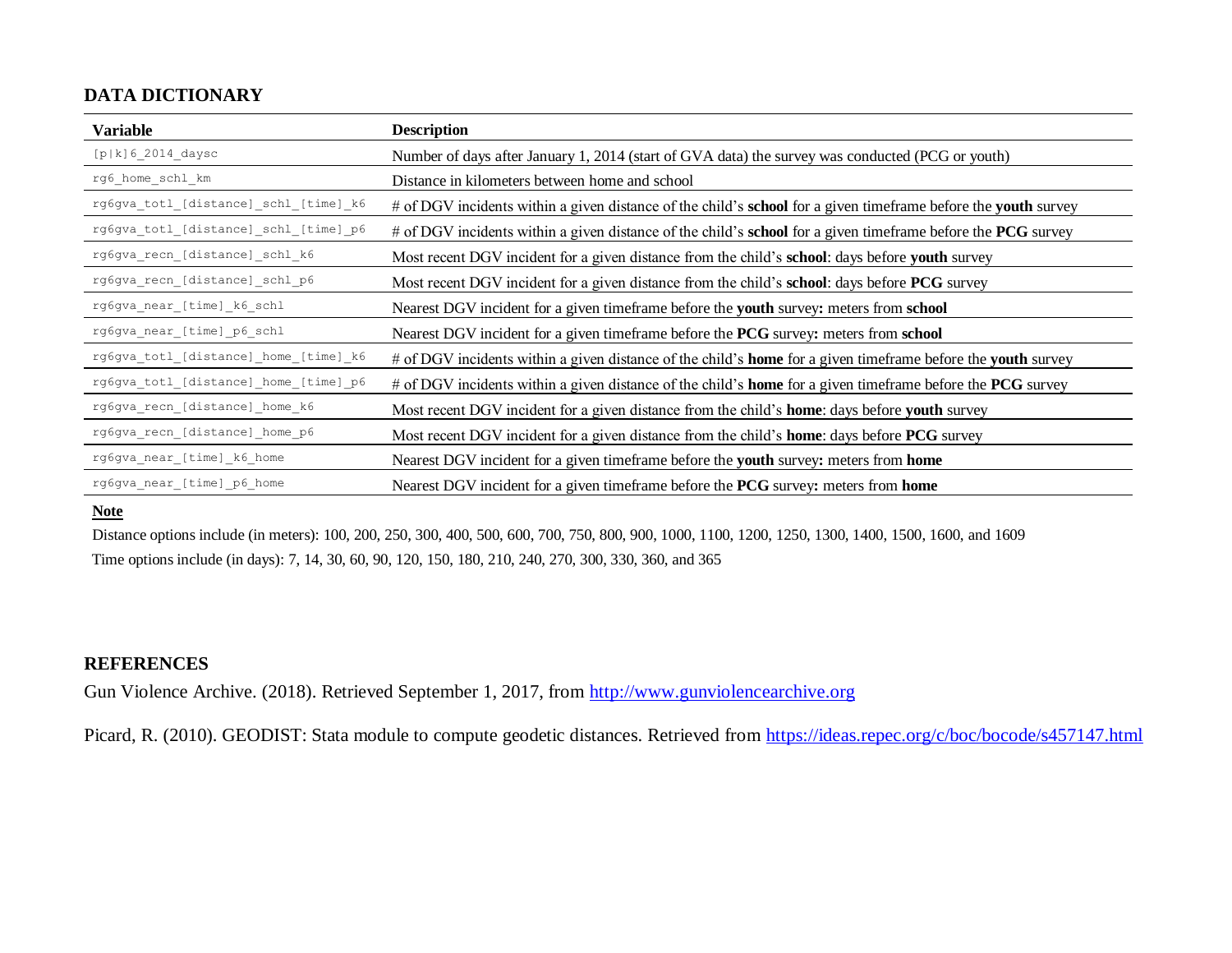## DATA DICTIONARY

| Variable | Description |
| --- | --- |
| [p\|k]6_2014_daysc | Number of days after January 1, 2014 (start of GVA data) the survey was conducted (PCG or youth) |
| rg6_home_schl_km | Distance in kilometers between home and school |
| rg6gva_totl_[distance]_schl_[time]_k6 | # of DGV incidents within a given distance of the child's **school** for a given timeframe before the **youth** survey |
| rg6gva_totl_[distance]_schl_[time]_p6 | # of DGV incidents within a given distance of the child's **school** for a given timeframe before the **PCG** survey |
| rg6gva_recn_[distance]_schl_k6 | Most recent DGV incident for a given distance from the child's **school**: days before **youth** survey |
| rg6gva_recn_[distance]_schl_p6 | Most recent DGV incident for a given distance from the child's **school**: days before **PCG** survey |
| rg6gva_near_[time]_k6_schl | Nearest DGV incident for a given timeframe before the **youth** survey**:** meters from **school** |
| rg6gva_near_[time]_p6_schl | Nearest DGV incident for a given timeframe before the **PCG** survey**:** meters from **school** |
| rg6gva_totl_[distance]_home_[time]_k6 | # of DGV incidents within a given distance of the child's **home** for a given timeframe before the **youth** survey |
| rg6gva_totl_[distance]_home_[time]_p6 | # of DGV incidents within a given distance of the child's **home** for a given timeframe before the **PCG** survey |
| rg6gva_recn_[distance]_home_k6 | Most recent DGV incident for a given distance from the child's **home**: days before **youth** survey |
| rg6gva_recn_[distance]_home_p6 | Most recent DGV incident for a given distance from the child's **home**: days before **PCG** survey |
| rg6gva_near_[time]_k6_home | Nearest DGV incident for a given timeframe before the **youth** survey**:** meters from **home** |
| rg6gva_near_[time]_p6_home | Nearest DGV incident for a given timeframe before the **PCG** survey**:** meters from **home** |

**Note**

Distance options include (in meters): 100, 200, 250, 300, 400, 500, 600, 700, 750, 800, 900, 1000, 1100, 1200, 1250, 1300, 1400, 1500, 1600, and 1609

Time options include (in days): 7, 14, 30, 60, 90, 120, 150, 180, 210, 240, 270, 300, 330, 360, and 365

## REFERENCES

Gun Violence Archive. (2018). Retrieved September 1, 2017, from http://www.gunviolencearchive.org

Picard, R. (2010). GEODIST: Stata module to compute geodetic distances. Retrieved from https://ideas.repec.org/c/boc/bocode/s457147.html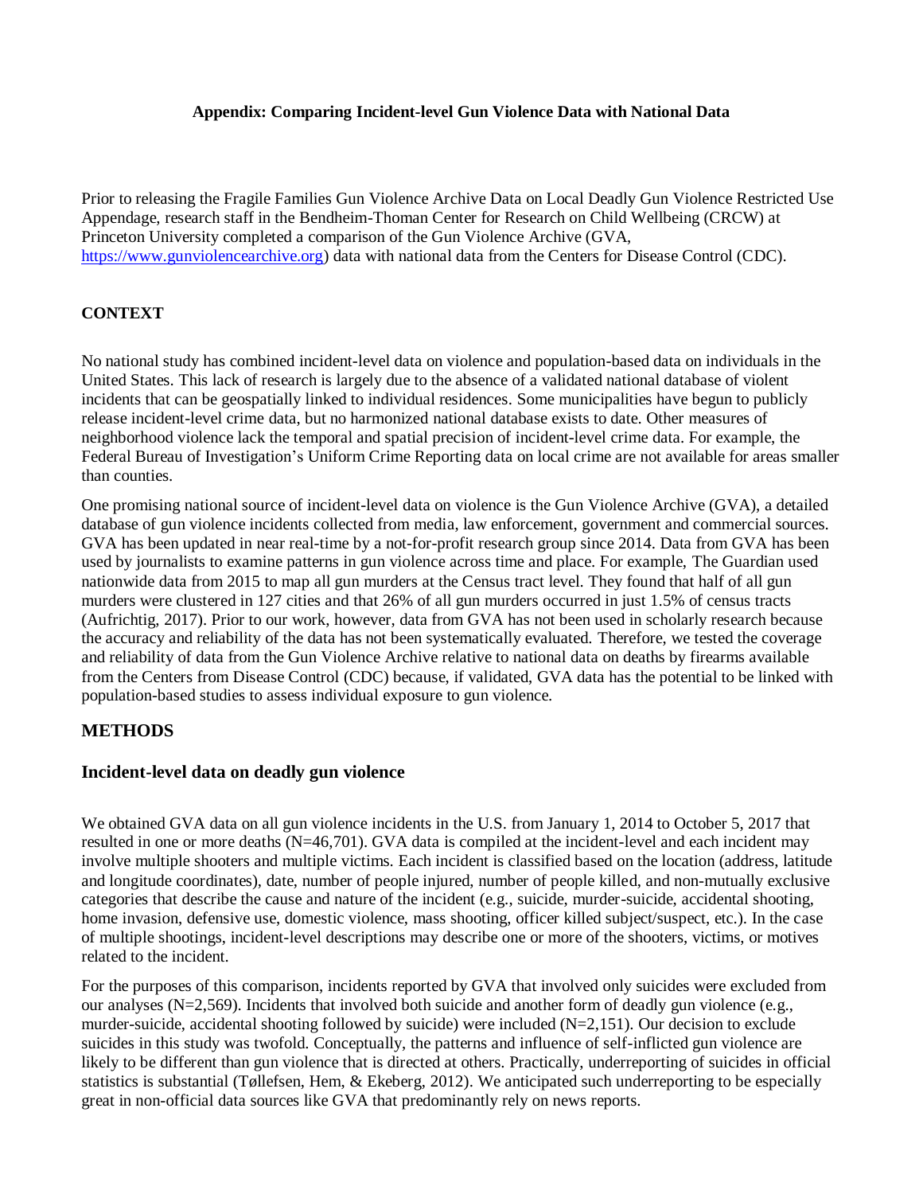**Appendix: Comparing Incident-level Gun Violence Data with National Data**

Prior to releasing the Fragile Families Gun Violence Archive Data on Local Deadly Gun Violence Restricted Use Appendage, research staff in the Bendheim-Thoman Center for Research on Child Wellbeing (CRCW) at Princeton University completed a comparison of the Gun Violence Archive (GVA, https://www.gunviolencearchive.org) data with national data from the Centers for Disease Control (CDC).

## CONTEXT

No national study has combined incident-level data on violence and population-based data on individuals in the United States. This lack of research is largely due to the absence of a validated national database of violent incidents that can be geospatially linked to individual residences. Some municipalities have begun to publicly release incident-level crime data, but no harmonized national database exists to date. Other measures of neighborhood violence lack the temporal and spatial precision of incident-level crime data. For example, the Federal Bureau of Investigation's Uniform Crime Reporting data on local crime are not available for areas smaller than counties.

One promising national source of incident-level data on violence is the Gun Violence Archive (GVA), a detailed database of gun violence incidents collected from media, law enforcement, government and commercial sources. GVA has been updated in near real-time by a not-for-profit research group since 2014. Data from GVA has been used by journalists to examine patterns in gun violence across time and place. For example, The Guardian used nationwide data from 2015 to map all gun murders at the Census tract level. They found that half of all gun murders were clustered in 127 cities and that 26% of all gun murders occurred in just 1.5% of census tracts (Aufrichtig, 2017). Prior to our work, however, data from GVA has not been used in scholarly research because the accuracy and reliability of the data has not been systematically evaluated. Therefore, we tested the coverage and reliability of data from the Gun Violence Archive relative to national data on deaths by firearms available from the Centers from Disease Control (CDC) because, if validated, GVA data has the potential to be linked with population-based studies to assess individual exposure to gun violence.

## METHODS

### Incident-level data on deadly gun violence

We obtained GVA data on all gun violence incidents in the U.S. from January 1, 2014 to October 5, 2017 that resulted in one or more deaths (N=46,701). GVA data is compiled at the incident-level and each incident may involve multiple shooters and multiple victims. Each incident is classified based on the location (address, latitude and longitude coordinates), date, number of people injured, number of people killed, and non-mutually exclusive categories that describe the cause and nature of the incident (e.g., suicide, murder-suicide, accidental shooting, home invasion, defensive use, domestic violence, mass shooting, officer killed subject/suspect, etc.). In the case of multiple shootings, incident-level descriptions may describe one or more of the shooters, victims, or motives related to the incident.

For the purposes of this comparison, incidents reported by GVA that involved only suicides were excluded from our analyses (N=2,569). Incidents that involved both suicide and another form of deadly gun violence (e.g., murder-suicide, accidental shooting followed by suicide) were included (N=2,151). Our decision to exclude suicides in this study was twofold. Conceptually, the patterns and influence of self-inflicted gun violence are likely to be different than gun violence that is directed at others. Practically, underreporting of suicides in official statistics is substantial (Tøllefsen, Hem, & Ekeberg, 2012). We anticipated such underreporting to be especially great in non-official data sources like GVA that predominantly rely on news reports.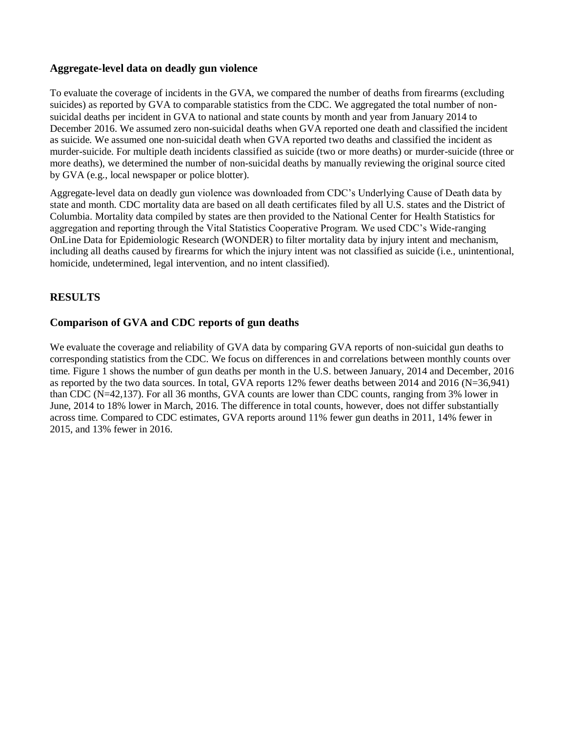### Aggregate-level data on deadly gun violence

To evaluate the coverage of incidents in the GVA, we compared the number of deaths from firearms (excluding suicides) as reported by GVA to comparable statistics from the CDC. We aggregated the total number of non-suicidal deaths per incident in GVA to national and state counts by month and year from January 2014 to December 2016. We assumed zero non-suicidal deaths when GVA reported one death and classified the incident as suicide. We assumed one non-suicidal death when GVA reported two deaths and classified the incident as murder-suicide. For multiple death incidents classified as suicide (two or more deaths) or murder-suicide (three or more deaths), we determined the number of non-suicidal deaths by manually reviewing the original source cited by GVA (e.g., local newspaper or police blotter).

Aggregate-level data on deadly gun violence was downloaded from CDC's Underlying Cause of Death data by state and month. CDC mortality data are based on all death certificates filed by all U.S. states and the District of Columbia. Mortality data compiled by states are then provided to the National Center for Health Statistics for aggregation and reporting through the Vital Statistics Cooperative Program. We used CDC's Wide-ranging OnLine Data for Epidemiologic Research (WONDER) to filter mortality data by injury intent and mechanism, including all deaths caused by firearms for which the injury intent was not classified as suicide (i.e., unintentional, homicide, undetermined, legal intervention, and no intent classified).

## RESULTS

### Comparison of GVA and CDC reports of gun deaths

We evaluate the coverage and reliability of GVA data by comparing GVA reports of non-suicidal gun deaths to corresponding statistics from the CDC. We focus on differences in and correlations between monthly counts over time. Figure 1 shows the number of gun deaths per month in the U.S. between January, 2014 and December, 2016 as reported by the two data sources. In total, GVA reports 12% fewer deaths between 2014 and 2016 (N=36,941) than CDC (N=42,137). For all 36 months, GVA counts are lower than CDC counts, ranging from 3% lower in June, 2014 to 18% lower in March, 2016. The difference in total counts, however, does not differ substantially across time. Compared to CDC estimates, GVA reports around 11% fewer gun deaths in 2011, 14% fewer in 2015, and 13% fewer in 2016.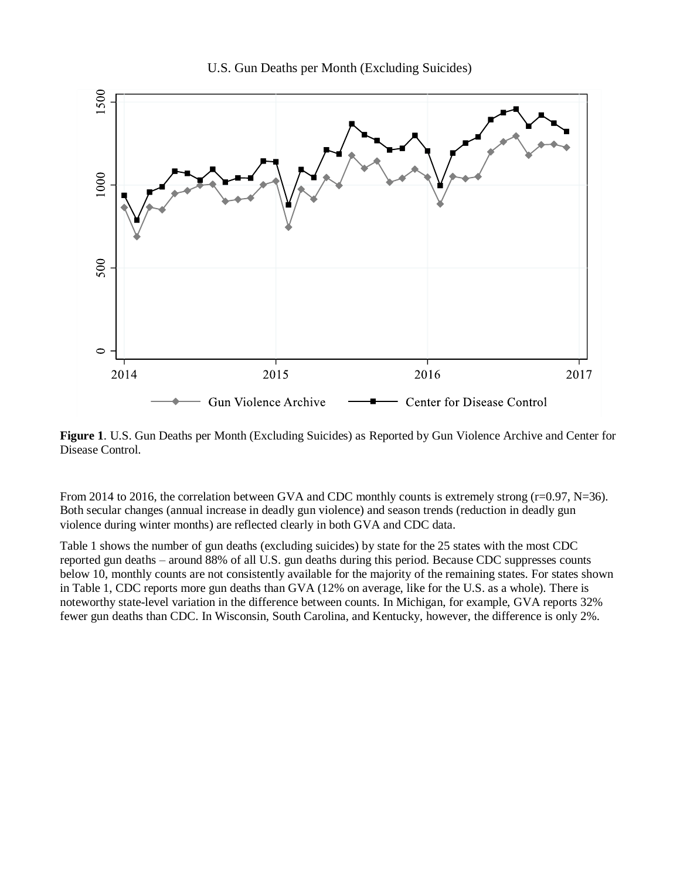**Figure 1**. U.S. Gun Deaths per Month (Excluding Suicides) as Reported by Gun Violence Archive and Center for Disease Control.

From 2014 to 2016, the correlation between GVA and CDC monthly counts is extremely strong (r=0.97, N=36). Both secular changes (annual increase in deadly gun violence) and season trends (reduction in deadly gun violence during winter months) are reflected clearly in both GVA and CDC data.

Table 1 shows the number of gun deaths (excluding suicides) by state for the 25 states with the most CDC reported gun deaths – around 88% of all U.S. gun deaths during this period. Because CDC suppresses counts below 10, monthly counts are not consistently available for the majority of the remaining states. For states shown in Table 1, CDC reports more gun deaths than GVA (12% on average, like for the U.S. as a whole). There is noteworthy state-level variation in the difference between counts. In Michigan, for example, GVA reports 32% fewer gun deaths than CDC. In Wisconsin, South Carolina, and Kentucky, however, the difference is only 2%.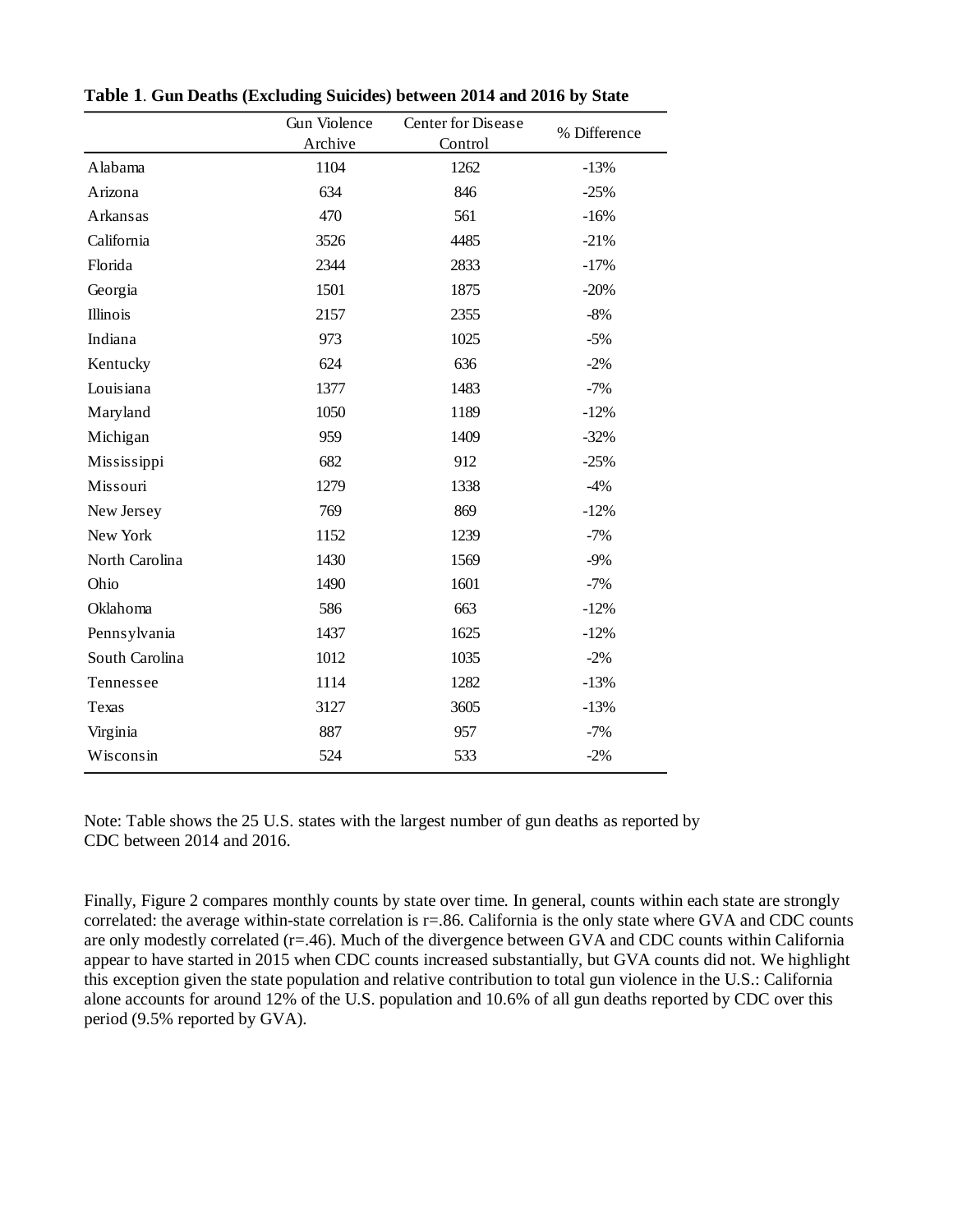**Table 1**. **Gun Deaths (Excluding Suicides) between 2014 and 2016 by State**

| | Gun Violence Archive | Center for Disease Control | % Difference |
|---|---|---|---|
| Alabama | 1104 | 1262 | -13% |
| Arizona | 634 | 846 | -25% |
| Arkansas | 470 | 561 | -16% |
| California | 3526 | 4485 | -21% |
| Florida | 2344 | 2833 | -17% |
| Georgia | 1501 | 1875 | -20% |
| Illinois | 2157 | 2355 | -8% |
| Indiana | 973 | 1025 | -5% |
| Kentucky | 624 | 636 | -2% |
| Louisiana | 1377 | 1483 | -7% |
| Maryland | 1050 | 1189 | -12% |
| Michigan | 959 | 1409 | -32% |
| Mississippi | 682 | 912 | -25% |
| Missouri | 1279 | 1338 | -4% |
| New Jersey | 769 | 869 | -12% |
| New York | 1152 | 1239 | -7% |
| North Carolina | 1430 | 1569 | -9% |
| Ohio | 1490 | 1601 | -7% |
| Oklahoma | 586 | 663 | -12% |
| Pennsylvania | 1437 | 1625 | -12% |
| South Carolina | 1012 | 1035 | -2% |
| Tennessee | 1114 | 1282 | -13% |
| Texas | 3127 | 3605 | -13% |
| Virginia | 887 | 957 | -7% |
| Wisconsin | 524 | 533 | -2% |

Note: Table shows the 25 U.S. states with the largest number of gun deaths as reported by CDC between 2014 and 2016.

Finally, Figure 2 compares monthly counts by state over time. In general, counts within each state are strongly correlated: the average within-state correlation is $r=.86$. California is the only state where GVA and CDC counts are only modestly correlated ($r=.46$). Much of the divergence between GVA and CDC counts within California appear to have started in 2015 when CDC counts increased substantially, but GVA counts did not. We highlight this exception given the state population and relative contribution to total gun violence in the U.S.: California alone accounts for around 12% of the U.S. population and 10.6% of all gun deaths reported by CDC over this period (9.5% reported by GVA).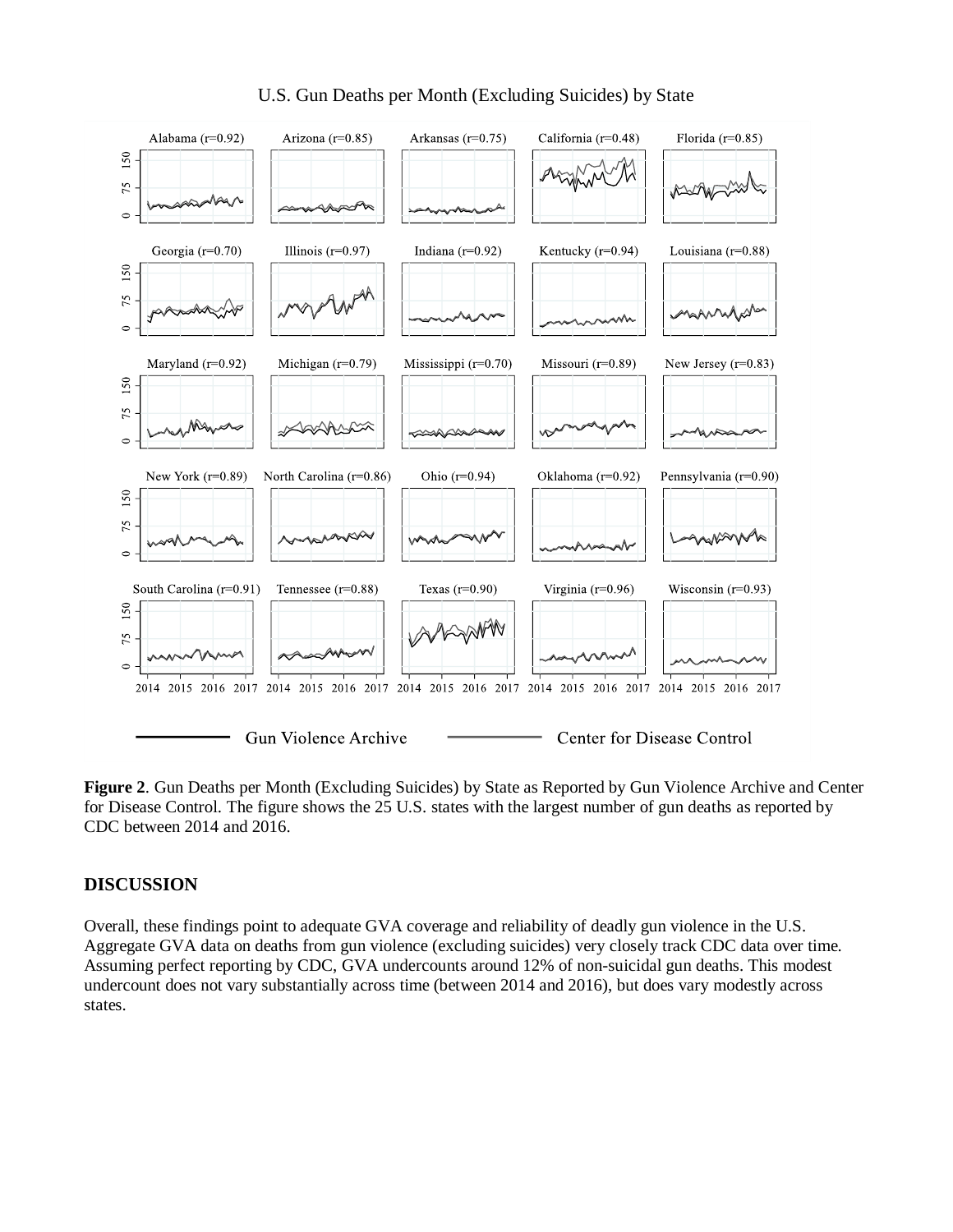U.S. Gun Deaths per Month (Excluding Suicides) by State

**Figure 2**. Gun Deaths per Month (Excluding Suicides) by State as Reported by Gun Violence Archive and Center for Disease Control. The figure shows the 25 U.S. states with the largest number of gun deaths as reported by CDC between 2014 and 2016.

## DISCUSSION

Overall, these findings point to adequate GVA coverage and reliability of deadly gun violence in the U.S. Aggregate GVA data on deaths from gun violence (excluding suicides) very closely track CDC data over time. Assuming perfect reporting by CDC, GVA undercounts around 12% of non-suicidal gun deaths. This modest undercount does not vary substantially across time (between 2014 and 2016), but does vary modestly across states.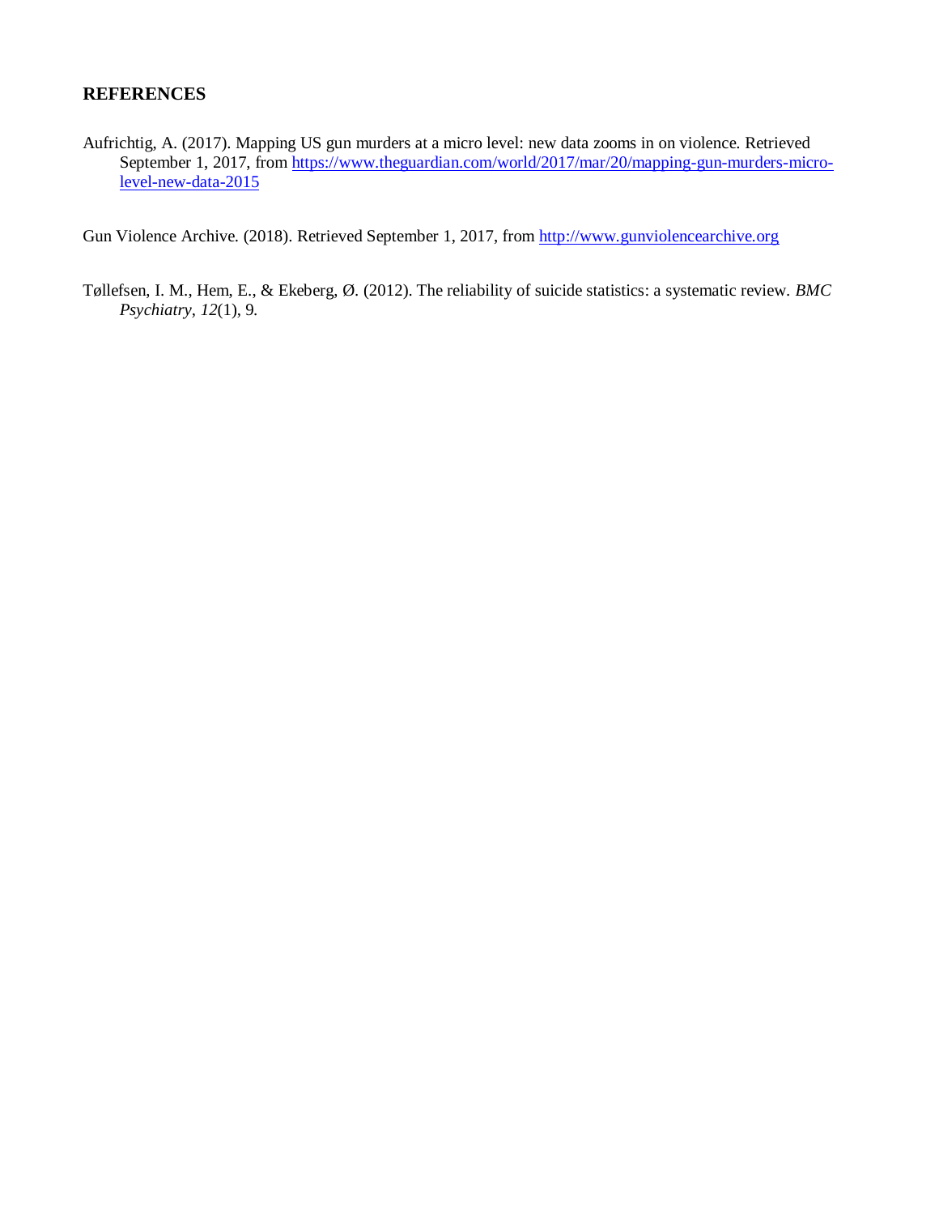## REFERENCES

Aufrichtig, A. (2017). Mapping US gun murders at a micro level: new data zooms in on violence. Retrieved September 1, 2017, from https://www.theguardian.com/world/2017/mar/20/mapping-gun-murders-micro-level-new-data-2015

Gun Violence Archive. (2018). Retrieved September 1, 2017, from http://www.gunviolencearchive.org

Tøllefsen, I. M., Hem, E., & Ekeberg, Ø. (2012). The reliability of suicide statistics: a systematic review. *BMC Psychiatry*, *12*(1), 9.